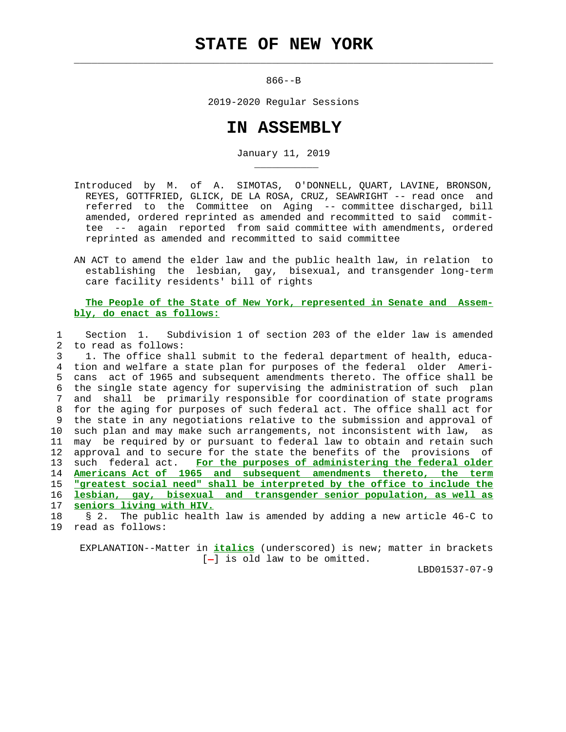# STATE OF NEW YORK

866--B

2019-2020 Regular Sessions

# IN ASSEMBLY

January 11, 2019

Introduced by M. of A. SIMOTAS, O'DONNELL, QUART, LAVINE, BRONSON, REYES, GOTTFRIED, GLICK, DE LA ROSA, CRUZ, SEAWRIGHT -- read once and referred to the Committee on Aging -- committee discharged, bill amended, ordered reprinted as amended and recommitted to said committee -- again reported from said committee with amendments, ordered reprinted as amended and recommitted to said committee

AN ACT to amend the elder law and the public health law, in relation to establishing the lesbian, gay, bisexual, and transgender long-term care facility residents' bill of rights

**The People of the State of New York, represented in Senate and Assembly, do enact as follows:**

1 Section 1. Subdivision 1 of section 203 of the elder law is amended
2 to read as follows:
3 1. The office shall submit to the federal department of health, educa-
4 tion and welfare a state plan for purposes of the federal older Ameri-
5 cans act of 1965 and subsequent amendments thereto. The office shall be
6 the single state agency for supervising the administration of such plan
7 and shall be primarily responsible for coordination of state programs
8 for the aging for purposes of such federal act. The office shall act for
9 the state in any negotiations relative to the submission and approval of
10 such plan and may make such arrangements, not inconsistent with law, as
11 may be required by or pursuant to federal law to obtain and retain such
12 approval and to secure for the state the benefits of the provisions of
13 such federal act. **For the purposes of administering the federal older**
14 **Americans Act of 1965 and subsequent amendments thereto, the term**
15 **"greatest social need" shall be interpreted by the office to include the**
16 **lesbian, gay, bisexual and transgender senior population, as well as**
17 **seniors living with HIV.**
18 § 2. The public health law is amended by adding a new article 46-C to
19 read as follows:

EXPLANATION--Matter in ***italics*** (underscored) is new; matter in brackets [-] is old law to be omitted.

LBD01537-07-9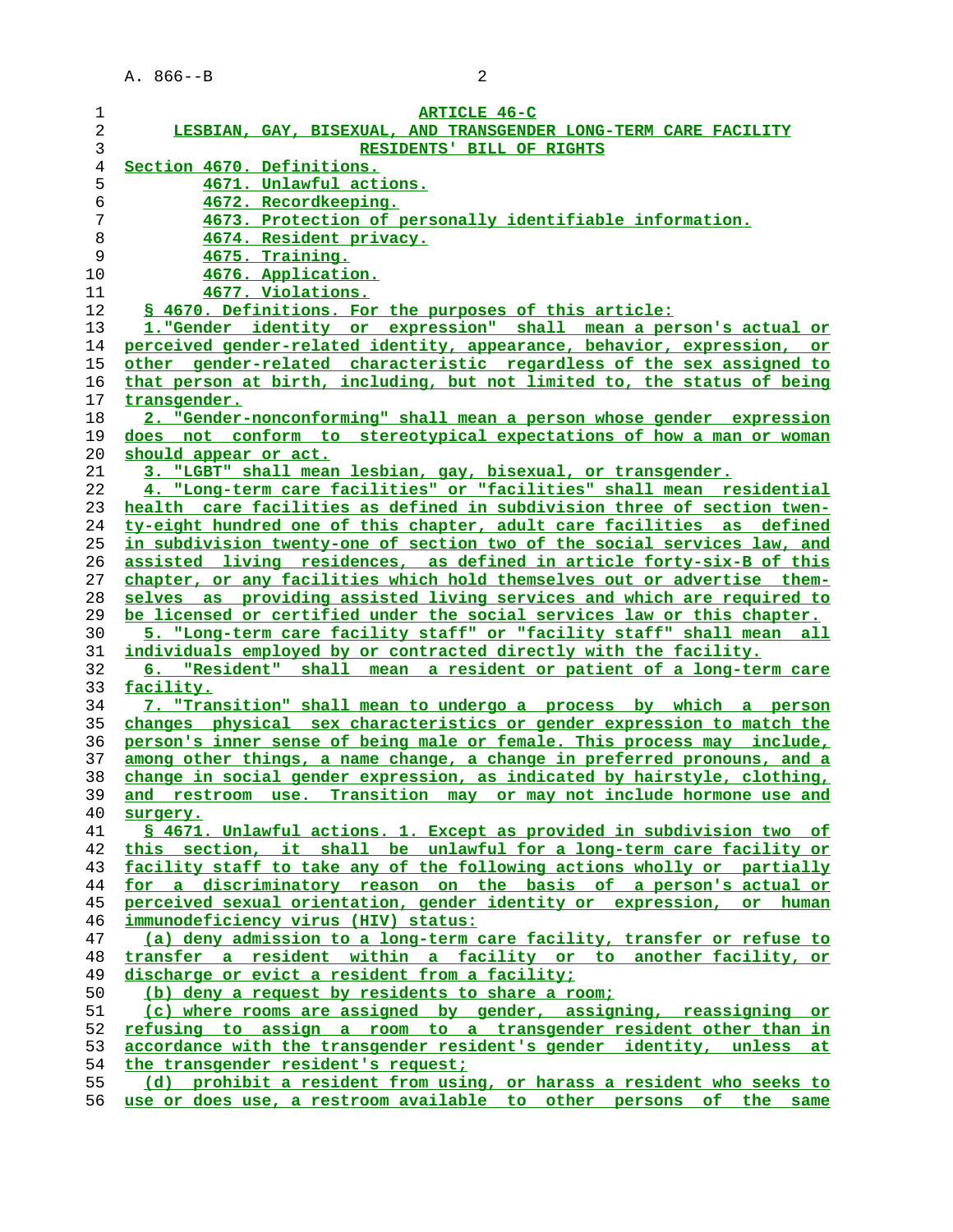# ARTICLE 46-C

## LESBIAN, GAY, BISEXUAL, AND TRANSGENDER LONG-TERM CARE FACILITY RESIDENTS' BILL OF RIGHTS

Section 4670. Definitions.
4671. Unlawful actions.
4672. Recordkeeping.
4673. Protection of personally identifiable information.
4674. Resident privacy.
4675. Training.
4676. Application.
4677. Violations.

§ 4670. Definitions. For the purposes of this article:

1."Gender identity or expression" shall mean a person's actual or perceived gender-related identity, appearance, behavior, expression, or other gender-related characteristic regardless of the sex assigned to that person at birth, including, but not limited to, the status of being transgender.

2. "Gender-nonconforming" shall mean a person whose gender expression does not conform to stereotypical expectations of how a man or woman should appear or act.

3. "LGBT" shall mean lesbian, gay, bisexual, or transgender.

4. "Long-term care facilities" or "facilities" shall mean residential health care facilities as defined in subdivision three of section twenty-eight hundred one of this chapter, adult care facilities as defined in subdivision twenty-one of section two of the social services law, and assisted living residences, as defined in article forty-six-B of this chapter, or any facilities which hold themselves out or advertise themselves as providing assisted living services and which are required to be licensed or certified under the social services law or this chapter.

5. "Long-term care facility staff" or "facility staff" shall mean all individuals employed by or contracted directly with the facility.

6. "Resident" shall mean a resident or patient of a long-term care facility.

7. "Transition" shall mean to undergo a process by which a person changes physical sex characteristics or gender expression to match the person's inner sense of being male or female. This process may include, among other things, a name change, a change in preferred pronouns, and a change in social gender expression, as indicated by hairstyle, clothing, and restroom use. Transition may or may not include hormone use and surgery.

§ 4671. Unlawful actions. 1. Except as provided in subdivision two of this section, it shall be unlawful for a long-term care facility or facility staff to take any of the following actions wholly or partially for a discriminatory reason on the basis of a person's actual or perceived sexual orientation, gender identity or expression, or human immunodeficiency virus (HIV) status:

(a) deny admission to a long-term care facility, transfer or refuse to transfer a resident within a facility or to another facility, or discharge or evict a resident from a facility;

(b) deny a request by residents to share a room;

(c) where rooms are assigned by gender, assigning, reassigning or refusing to assign a room to a transgender resident other than in accordance with the transgender resident's gender identity, unless at the transgender resident's request;

(d) prohibit a resident from using, or harass a resident who seeks to use or does use, a restroom available to other persons of the same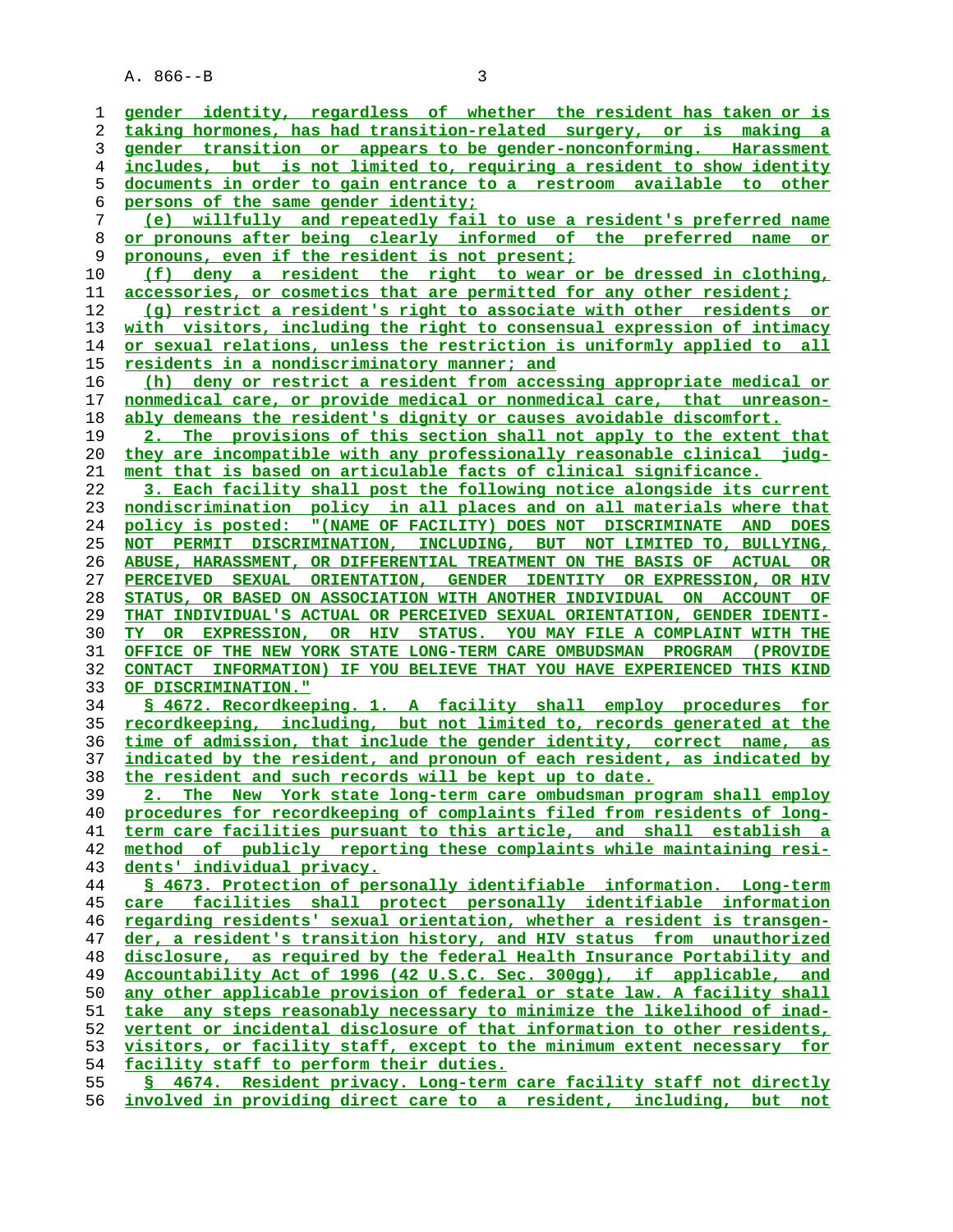gender identity, regardless of whether the resident has taken or is taking hormones, has had transition-related surgery, or is making a gender transition or appears to be gender-nonconforming. Harassment includes, but is not limited to, requiring a resident to show identity documents in order to gain entrance to a restroom available to other persons of the same gender identity;

(e) willfully and repeatedly fail to use a resident's preferred name or pronouns after being clearly informed of the preferred name or pronouns, even if the resident is not present;

(f) deny a resident the right to wear or be dressed in clothing, accessories, or cosmetics that are permitted for any other resident;

(g) restrict a resident's right to associate with other residents or with visitors, including the right to consensual expression of intimacy or sexual relations, unless the restriction is uniformly applied to all residents in a nondiscriminatory manner; and

(h) deny or restrict a resident from accessing appropriate medical or nonmedical care, or provide medical or nonmedical care, that unreasonably demeans the resident's dignity or causes avoidable discomfort.

2. The provisions of this section shall not apply to the extent that they are incompatible with any professionally reasonable clinical judgment that is based on articulable facts of clinical significance.

3. Each facility shall post the following notice alongside its current nondiscrimination policy in all places and on all materials where that policy is posted: "(NAME OF FACILITY) DOES NOT DISCRIMINATE AND DOES NOT PERMIT DISCRIMINATION, INCLUDING, BUT NOT LIMITED TO, BULLYING, ABUSE, HARASSMENT, OR DIFFERENTIAL TREATMENT ON THE BASIS OF ACTUAL OR PERCEIVED SEXUAL ORIENTATION, GENDER IDENTITY OR EXPRESSION, OR HIV STATUS, OR BASED ON ASSOCIATION WITH ANOTHER INDIVIDUAL ON ACCOUNT OF THAT INDIVIDUAL'S ACTUAL OR PERCEIVED SEXUAL ORIENTATION, GENDER IDENTITY OR EXPRESSION, OR HIV STATUS. YOU MAY FILE A COMPLAINT WITH THE OFFICE OF THE NEW YORK STATE LONG-TERM CARE OMBUDSMAN PROGRAM (PROVIDE CONTACT INFORMATION) IF YOU BELIEVE THAT YOU HAVE EXPERIENCED THIS KIND OF DISCRIMINATION."

§ 4672. Recordkeeping. 1. A facility shall employ procedures for recordkeeping, including, but not limited to, records generated at the time of admission, that include the gender identity, correct name, as indicated by the resident, and pronoun of each resident, as indicated by the resident and such records will be kept up to date.

2. The New York state long-term care ombudsman program shall employ procedures for recordkeeping of complaints filed from residents of long-term care facilities pursuant to this article, and shall establish a method of publicly reporting these complaints while maintaining residents' individual privacy.

§ 4673. Protection of personally identifiable information. Long-term care facilities shall protect personally identifiable information regarding residents' sexual orientation, whether a resident is transgender, a resident's transition history, and HIV status from unauthorized disclosure, as required by the federal Health Insurance Portability and Accountability Act of 1996 (42 U.S.C. Sec. 300gg), if applicable, and any other applicable provision of federal or state law. A facility shall take any steps reasonably necessary to minimize the likelihood of inadvertent or incidental disclosure of that information to other residents, visitors, or facility staff, except to the minimum extent necessary for facility staff to perform their duties.

§ 4674. Resident privacy. Long-term care facility staff not directly involved in providing direct care to a resident, including, but not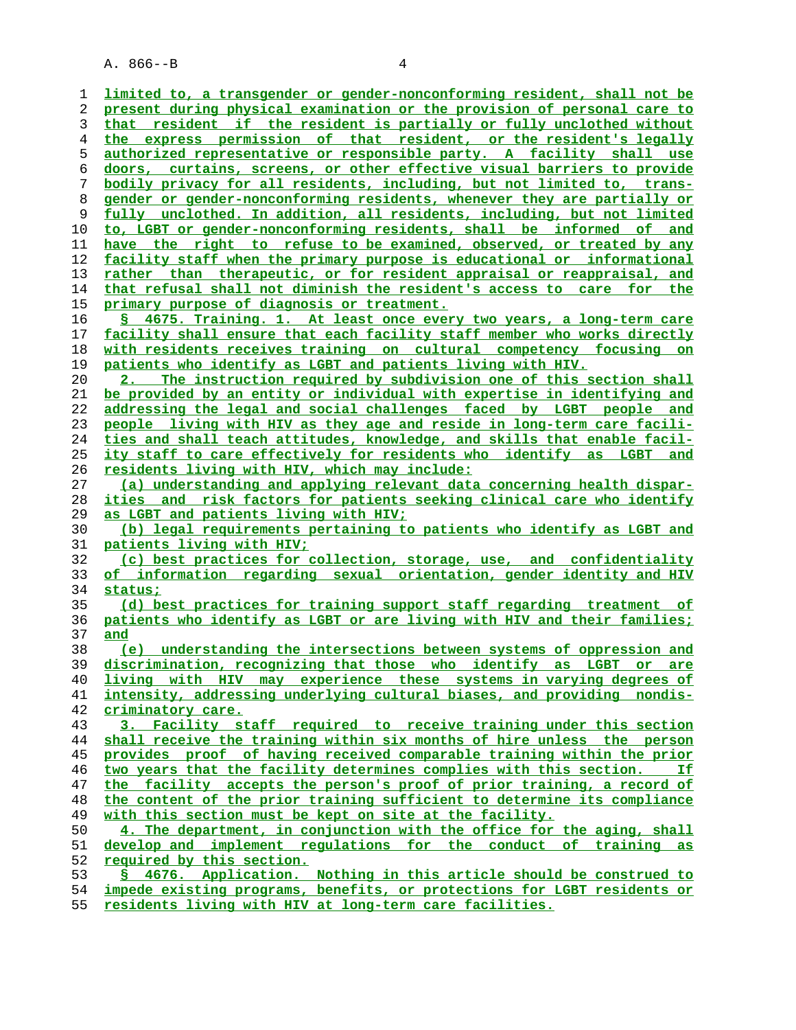limited to, a transgender or gender-nonconforming resident, shall not be present during physical examination or the provision of personal care to that resident if the resident is partially or fully unclothed without the express permission of that resident, or the resident's legally authorized representative or responsible party. A facility shall use doors, curtains, screens, or other effective visual barriers to provide bodily privacy for all residents, including, but not limited to, transgender or gender-nonconforming residents, whenever they are partially or fully unclothed. In addition, all residents, including, but not limited to, LGBT or gender-nonconforming residents, shall be informed of and have the right to refuse to be examined, observed, or treated by any facility staff when the primary purpose is educational or informational rather than therapeutic, or for resident appraisal or reappraisal, and that refusal shall not diminish the resident's access to care for the primary purpose of diagnosis or treatment.

§ 4675. Training. 1. At least once every two years, a long-term care facility shall ensure that each facility staff member who works directly with residents receives training on cultural competency focusing on patients who identify as LGBT and patients living with HIV.

2. The instruction required by subdivision one of this section shall be provided by an entity or individual with expertise in identifying and addressing the legal and social challenges faced by LGBT people and people living with HIV as they age and reside in long-term care facilities and shall teach attitudes, knowledge, and skills that enable facility staff to care effectively for residents who identify as LGBT and residents living with HIV, which may include:

(a) understanding and applying relevant data concerning health disparities and risk factors for patients seeking clinical care who identify as LGBT and patients living with HIV;

(b) legal requirements pertaining to patients who identify as LGBT and patients living with HIV;

(c) best practices for collection, storage, use, and confidentiality of information regarding sexual orientation, gender identity and HIV status;

(d) best practices for training support staff regarding treatment of patients who identify as LGBT or are living with HIV and their families; and

(e) understanding the intersections between systems of oppression and discrimination, recognizing that those who identify as LGBT or are living with HIV may experience these systems in varying degrees of intensity, addressing underlying cultural biases, and providing nondiscriminatory care.

3. Facility staff required to receive training under this section shall receive the training within six months of hire unless the person provides proof of having received comparable training within the prior two years that the facility determines complies with this section. If the facility accepts the person's proof of prior training, a record of the content of the prior training sufficient to determine its compliance with this section must be kept on site at the facility.

4. The department, in conjunction with the office for the aging, shall develop and implement regulations for the conduct of training as required by this section.

§ 4676. Application. Nothing in this article should be construed to impede existing programs, benefits, or protections for LGBT residents or residents living with HIV at long-term care facilities.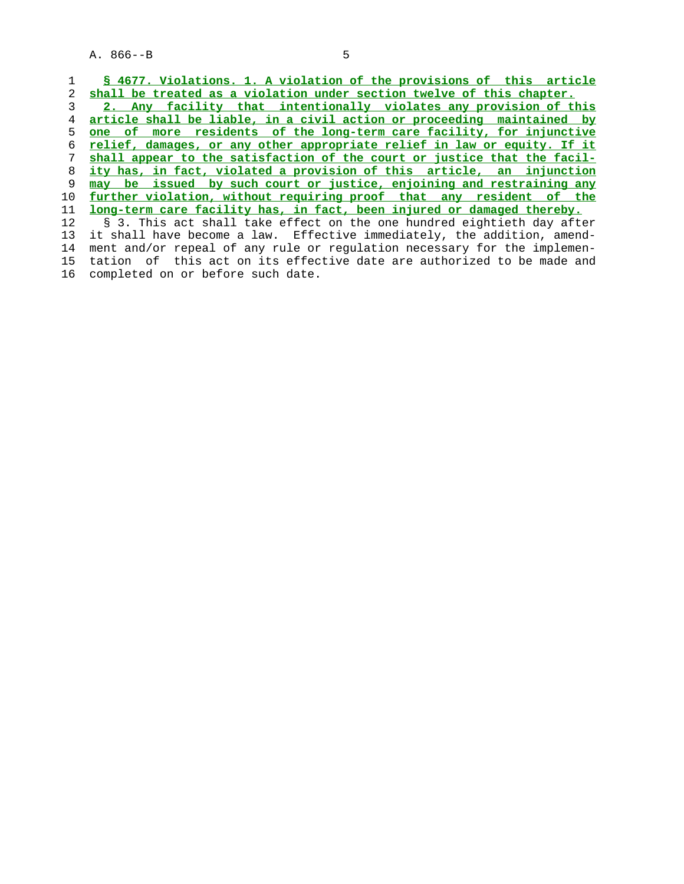§ 4677. Violations. 1. A violation of the provisions of this article shall be treated as a violation under section twelve of this chapter.

2. Any facility that intentionally violates any provision of this article shall be liable, in a civil action or proceeding maintained by one of more residents of the long-term care facility, for injunctive relief, damages, or any other appropriate relief in law or equity. If it shall appear to the satisfaction of the court or justice that the facility has, in fact, violated a provision of this article, an injunction may be issued by such court or justice, enjoining and restraining any further violation, without requiring proof that any resident of the long-term care facility has, in fact, been injured or damaged thereby.

§ 3. This act shall take effect on the one hundred eightieth day after it shall have become a law. Effective immediately, the addition, amendment and/or repeal of any rule or regulation necessary for the implementation of this act on its effective date are authorized to be made and completed on or before such date.